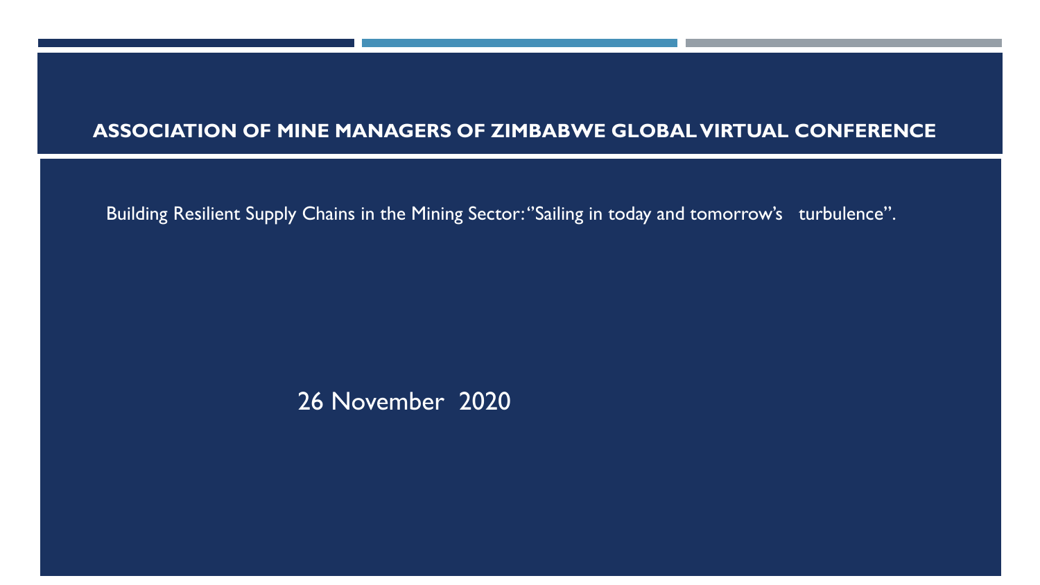# ASSOCIATION OF MINE MANAGERS OF ZIMBABWE GLOBAL VIRTUAL CONFERENCE

Building Resilient Supply Chains in the Mining Sector: "Sailing in today and tomorrow's turbulence".

26 November 2020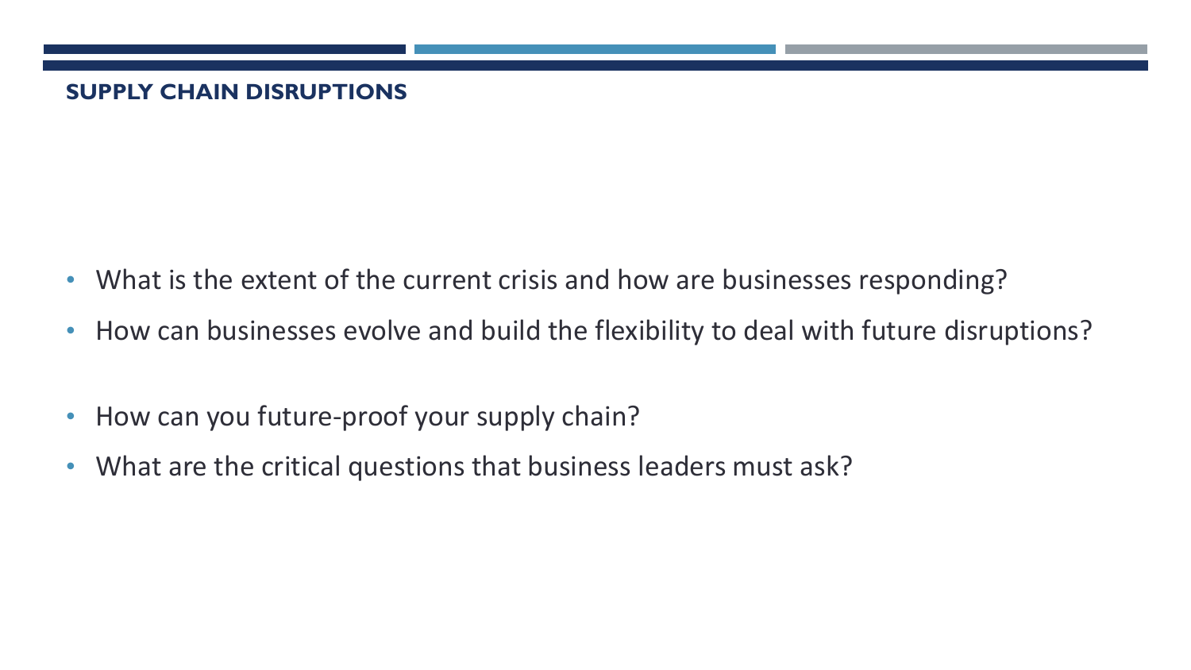## SUPPLY CHAIN DISRUPTIONS

- What is the extent of the current crisis and how are businesses responding?
- How can businesses evolve and build the flexibility to deal with future disruptions?

- How can you future-proof your supply chain?
- What are the critical questions that business leaders must ask?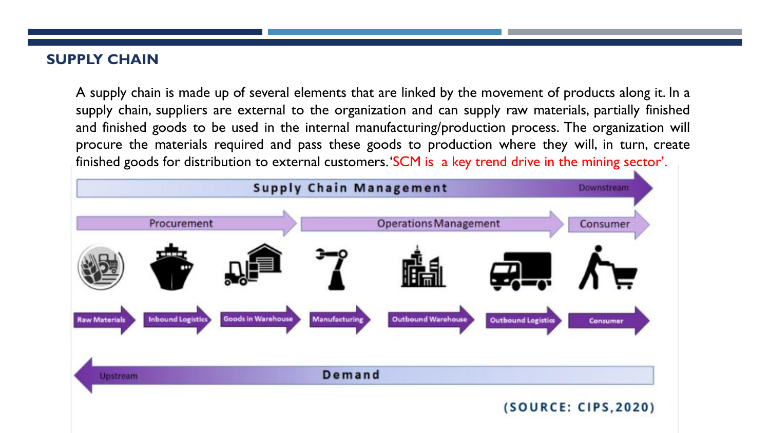## SUPPLY CHAIN

A supply chain is made up of several elements that are linked by the movement of products along it. In a supply chain, suppliers are external to the organization and can supply raw materials, partially finished and finished goods to be used in the internal manufacturing/production process. The organization will procure the materials required and pass these goods to production where they will, in turn, create finished goods for distribution to external customers. 'SCM is a key trend drive in the mining sector'.

Supply Chain Management — Downstream

Procurement | Operations Management | Consumer

Raw Materials → Inbound Logistics → Goods in Warehouse → Manufacturing → Outbound Warehouse → Outbound Logistics → Consumer

Upstream — Demand

(SOURCE: CIPS,2020)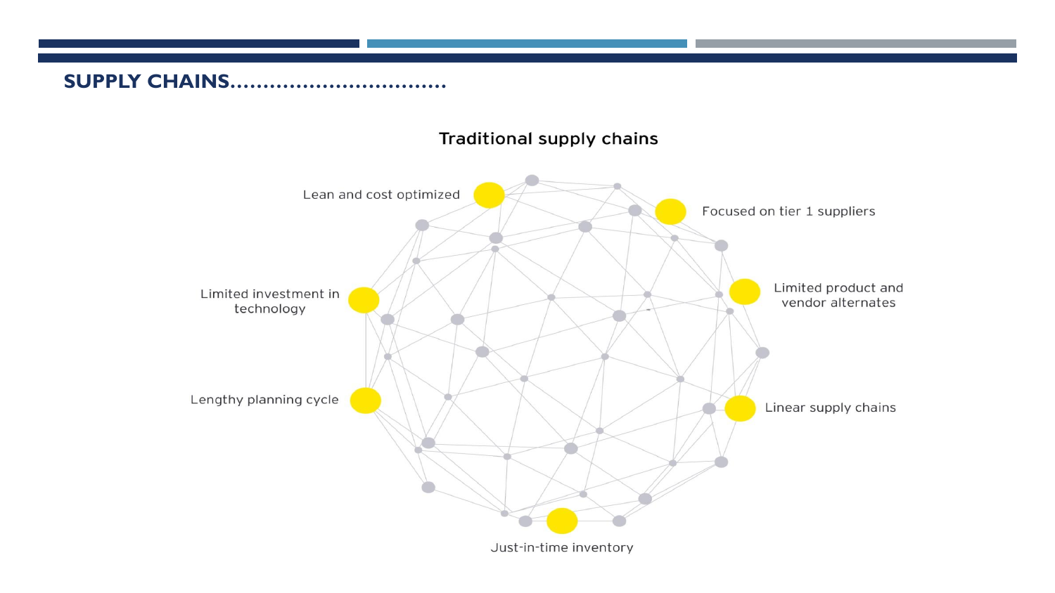# SUPPLY CHAINS................................

## Traditional supply chains

- Lean and cost optimized
- Focused on tier 1 suppliers
- Limited product and vendor alternates
- Linear supply chains
- Just-in-time inventory
- Lengthy planning cycle
- Limited investment in technology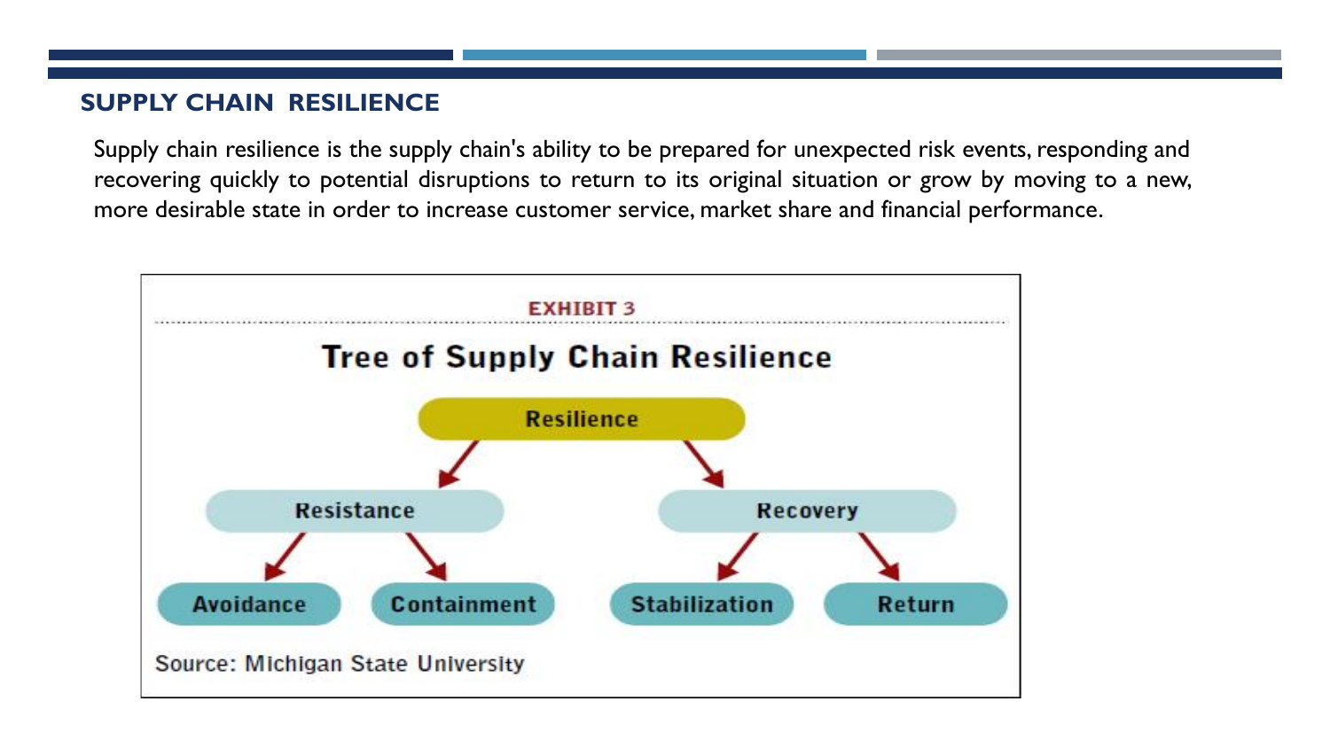## SUPPLY CHAIN RESILIENCE

Supply chain resilience is the supply chain's ability to be prepared for unexpected risk events, responding and recovering quickly to potential disruptions to return to its original situation or grow by moving to a new, more desirable state in order to increase customer service, market share and financial performance.

**EXHIBIT 3**

**Tree of Supply Chain Resilience**

- **Resilience**
  - **Resistance**
    - Avoidance
    - Containment
  - **Recovery**
    - Stabilization
    - Return

Source: Michigan State University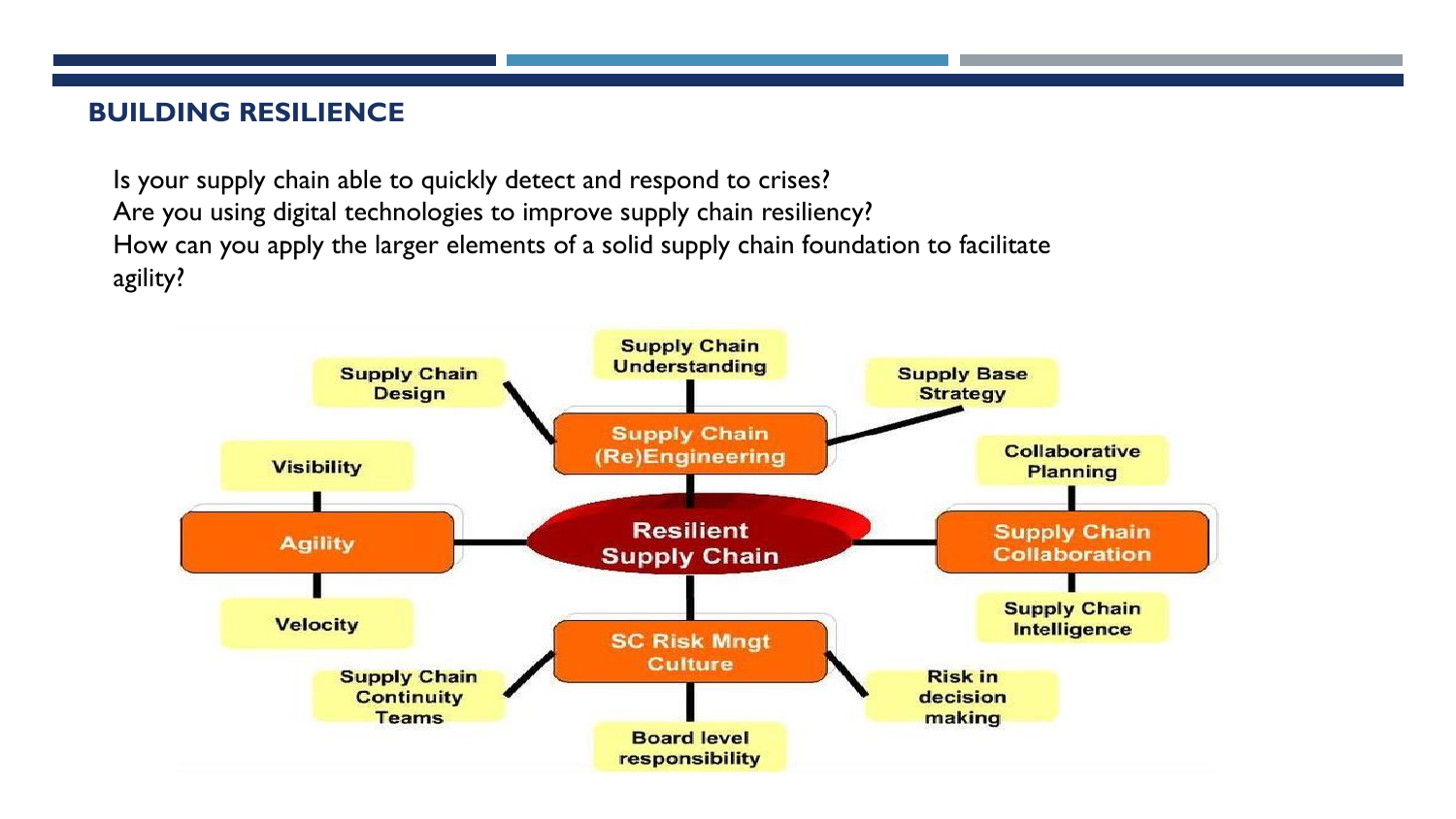## BUILDING RESILIENCE

Is your supply chain able to quickly detect and respond to crises?
Are you using digital technologies to improve supply chain resiliency?
How can you apply the larger elements of a solid supply chain foundation to facilitate agility?

- **Resilient Supply Chain**
  - **Supply Chain (Re)Engineering**
    - Supply Chain Design
    - Supply Chain Understanding
    - Supply Base Strategy
  - **Agility**
    - Visibility
    - Velocity
  - **Supply Chain Collaboration**
    - Collaborative Planning
    - Supply Chain Intelligence
  - **SC Risk Mngt Culture**
    - Supply Chain Continuity Teams
    - Board level responsibility
    - Risk in decision making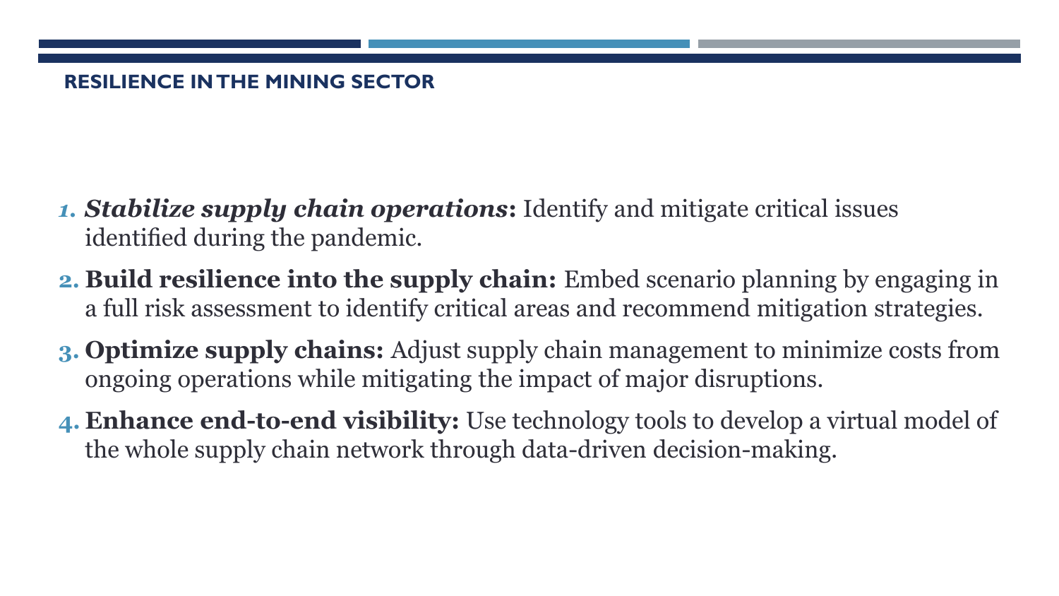## RESILIENCE IN THE MINING SECTOR

1. ***Stabilize supply chain operations*****:** Identify and mitigate critical issues identified during the pandemic.
2. **Build resilience into the supply chain:** Embed scenario planning by engaging in a full risk assessment to identify critical areas and recommend mitigation strategies.
3. **Optimize supply chains:** Adjust supply chain management to minimize costs from ongoing operations while mitigating the impact of major disruptions.
4. **Enhance end-to-end visibility:** Use technology tools to develop a virtual model of the whole supply chain network through data-driven decision-making.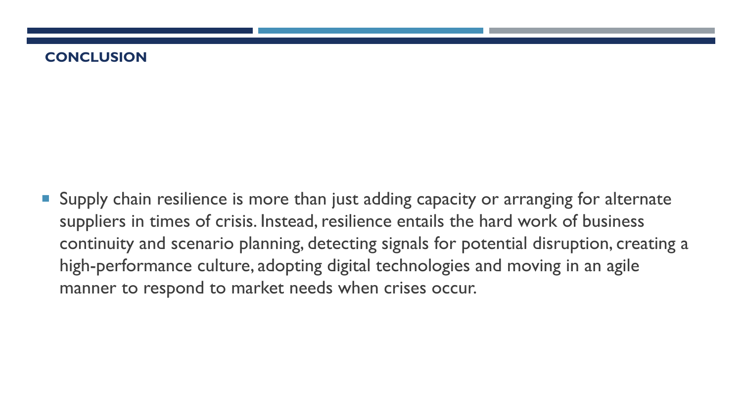## CONCLUSION

- Supply chain resilience is more than just adding capacity or arranging for alternate suppliers in times of crisis. Instead, resilience entails the hard work of business continuity and scenario planning, detecting signals for potential disruption, creating a high-performance culture, adopting digital technologies and moving in an agile manner to respond to market needs when crises occur.